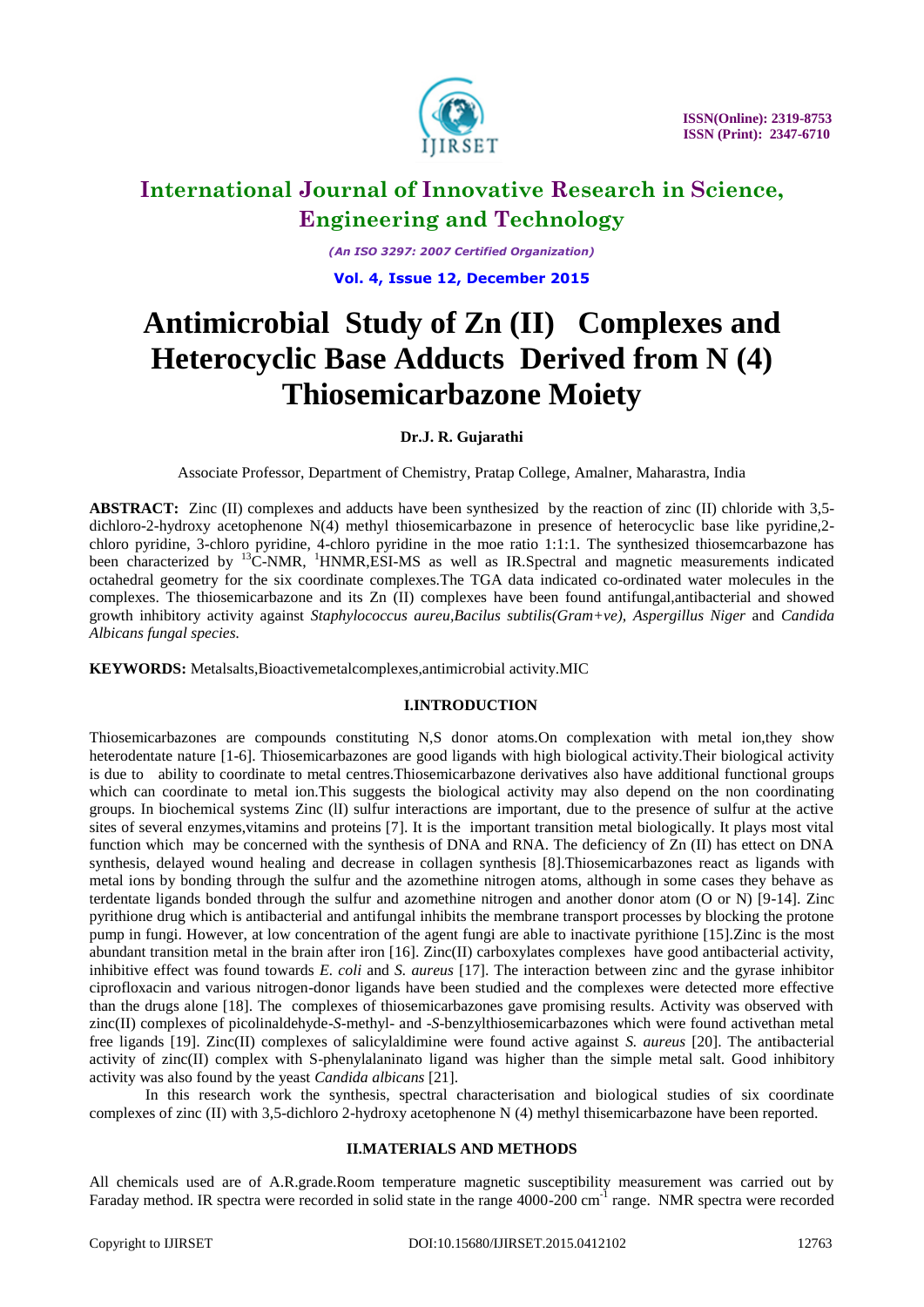# International Journal of Innovative Research in Science, Engineering and Technology

*(An ISO 3297: 2007 Certified Organization)*

# Antimicrobial Study of Zn (II) Complexes and Heterocyclic Base Adducts Derived from N (4) Thiosemicarbazone Moiety

**Dr.J. R. Gujarathi**

Associate Professor, Department of Chemistry, Pratap College, Amalner, Maharastra, India

**ABSTRACT:** Zinc (II) complexes and adducts have been synthesized by the reaction of zinc (II) chloride with 3,5-dichloro-2-hydroxy acetophenone N(4) methyl thiosemicarbazone in presence of heterocyclic base like pyridine,2-chloro pyridine, 3-chloro pyridine, 4-chloro pyridine in the moe ratio 1:1:1. The synthesized thiosemcarbazone has been characterized by $^{13}$C-NMR, $^{1}$HNMR,ESI-MS as well as IR.Spectral and magnetic measurements indicated octahedral geometry for the six coordinate complexes.The TGA data indicated co-ordinated water molecules in the complexes. The thiosemicarbazone and its Zn (II) complexes have been found antifungal,antibacterial and showed growth inhibitory activity against *Staphylococcus aureu,Bacilus subtilis(Gram+ve), Aspergillus Niger* and *Candida Albicans fungal species.*

**KEYWORDS:** Metalsalts,Bioactivemetalcomplexes,antimicrobial activity.MIC

## I.INTRODUCTION

Thiosemicarbazones are compounds constituting N,S donor atoms.On complexation with metal ion,they show heterodentate nature [1-6]. Thiosemicarbazones are good ligands with high biological activity.Their biological activity is due to ability to coordinate to metal centres.Thiosemicarbazone derivatives also have additional functional groups which can coordinate to metal ion.This suggests the biological activity may also depend on the non coordinating groups. In biochemical systems Zinc (lI) sulfur interactions are important, due to the presence of sulfur at the active sites of several enzymes,vitamins and proteins [7]. It is the important transition metal biologically. It plays most vital function which may be concerned with the synthesis of DNA and RNA. The deficiency of Zn (II) has ettect on DNA synthesis, delayed wound healing and decrease in collagen synthesis [8].Thiosemicarbazones react as ligands with metal ions by bonding through the sulfur and the azomethine nitrogen atoms, although in some cases they behave as terdentate ligands bonded through the sulfur and azomethine nitrogen and another donor atom (O or N) [9-14]. Zinc pyrithione drug which is antibacterial and antifungal inhibits the membrane transport processes by blocking the protone pump in fungi. However, at low concentration of the agent fungi are able to inactivate pyrithione [15].Zinc is the most abundant transition metal in the brain after iron [16]. Zinc(II) carboxylates complexes have good antibacterial activity, inhibitive effect was found towards *E. coli* and *S. aureus* [17]. The interaction between zinc and the gyrase inhibitor ciprofloxacin and various nitrogen-donor ligands have been studied and the complexes were detected more effective than the drugs alone [18]. The complexes of thiosemicarbazones gave promising results. Activity was observed with zinc(II) complexes of picolinaldehyde-*S*-methyl- and -*S*-benzylthiosemicarbazones which were found activethan metal free ligands [19]. Zinc(II) complexes of salicylaldimine were found active against *S. aureus* [20]. The antibacterial activity of zinc(II) complex with S-phenylalaninato ligand was higher than the simple metal salt. Good inhibitory activity was also found by the yeast *Candida albicans* [21].

In this research work the synthesis, spectral characterisation and biological studies of six coordinate complexes of zinc (II) with 3,5-dichloro 2-hydroxy acetophenone N (4) methyl thisemicarbazone have been reported.

## II.MATERIALS AND METHODS

All chemicals used are of A.R.grade.Room temperature magnetic susceptibility measurement was carried out by Faraday method. IR spectra were recorded in solid state in the range 4000-200 cm$^{-1}$ range. NMR spectra were recorded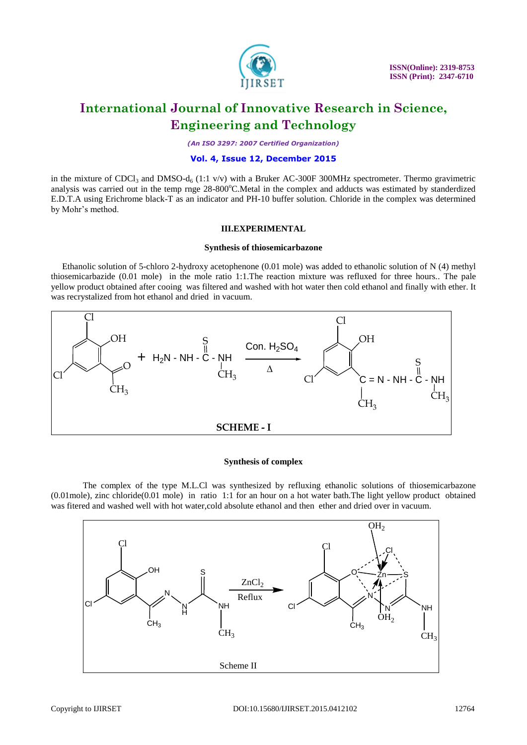in the mixture of $CDCl_3$ and DMSO-$d_6$ (1:1 v/v) with a Bruker AC-300F 300MHz spectrometer. Thermo gravimetric analysis was carried out in the temp rnge 28-800°C.Metal in the complex and adducts was estimated by standerdized E.D.T.A using Erichrome black-T as an indicator and PH-10 buffer solution. Chloride in the complex was determined by Mohr's method.

## III.EXPERIMENTAL

### Synthesis of thiosemicarbazone

Ethanolic solution of 5-chloro 2-hydroxy acetophenone (0.01 mole) was added to ethanolic solution of N (4) methyl thiosemicarbazide (0.01 mole) in the mole ratio 1:1.The reaction mixture was refluxed for three hours.. The pale yellow product obtained after cooing was filtered and washed with hot water then cold ethanol and finally with ether. It was recrystalized from hot ethanol and dried in vacuum.

Con. $H_2SO_4$, Δ

**SCHEME - I**

### Synthesis of complex

The complex of the type M.L.Cl was synthesized by refluxing ethanolic solutions of thiosemicarbazone (0.01mole), zinc chloride(0.01 mole) in ratio 1:1 for an hour on a hot water bath.The light yellow product obtained was fitered and washed well with hot water,cold absolute ethanol and then ether and dried over in vacuum.

$ZnCl_2$, Reflux

Scheme II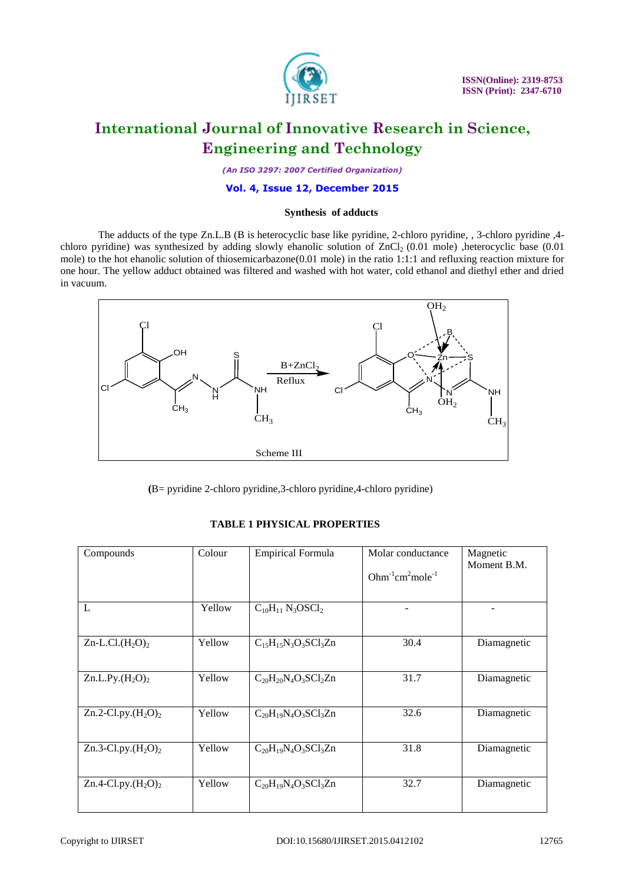### Synthesis of adducts

The adducts of the type Zn.L.B (B is heterocyclic base like pyridine, 2-chloro pyridine, , 3-chloro pyridine ,4-chloro pyridine) was synthesized by adding slowly ehanolic solution of $ZnCl_2$ (0.01 mole) ,heterocyclic base (0.01 mole) to the hot ehanolic solution of thiosemicarbazone(0.01 mole) in the ratio 1:1:1 and refluxing reaction mixture for one hour. The yellow adduct obtained was filtered and washed with hot water, cold ethanol and diethyl ether and dried in vacuum.

Scheme III

(B= pyridine 2-chloro pyridine,3-chloro pyridine,4-chloro pyridine)

**TABLE 1 PHYSICAL PROPERTIES**

| Compounds | Colour | Empirical Formula | Molar conductance $Ohm^{-1}cm^{2}mole^{-1}$ | Magnetic Moment B.M. |
|---|---|---|---|---|
| L | Yellow | $C_{10}H_{11}N_3OSCl_2$ | - | - |
| Zn-L.Cl.$(H_2O)_2$ | Yellow | $C_{15}H_{15}N_3O_3SCl_3Zn$ | 30.4 | Diamagnetic |
| Zn.L.Py.$(H_2O)_2$ | Yellow | $C_{20}H_{20}N_4O_3SCl_2Zn$ | 31.7 | Diamagnetic |
| Zn.2-Cl.py.$(H_2O)_2$ | Yellow | $C_{20}H_{19}N_4O_3SCl_3Zn$ | 32.6 | Diamagnetic |
| Zn.3-Cl.py.$(H_2O)_2$ | Yellow | $C_{20}H_{19}N_4O_3SCl_3Zn$ | 31.8 | Diamagnetic |
| Zn.4-Cl.py.$(H_2O)_2$ | Yellow | $C_{20}H_{19}N_4O_3SCl_3Zn$ | 32.7 | Diamagnetic |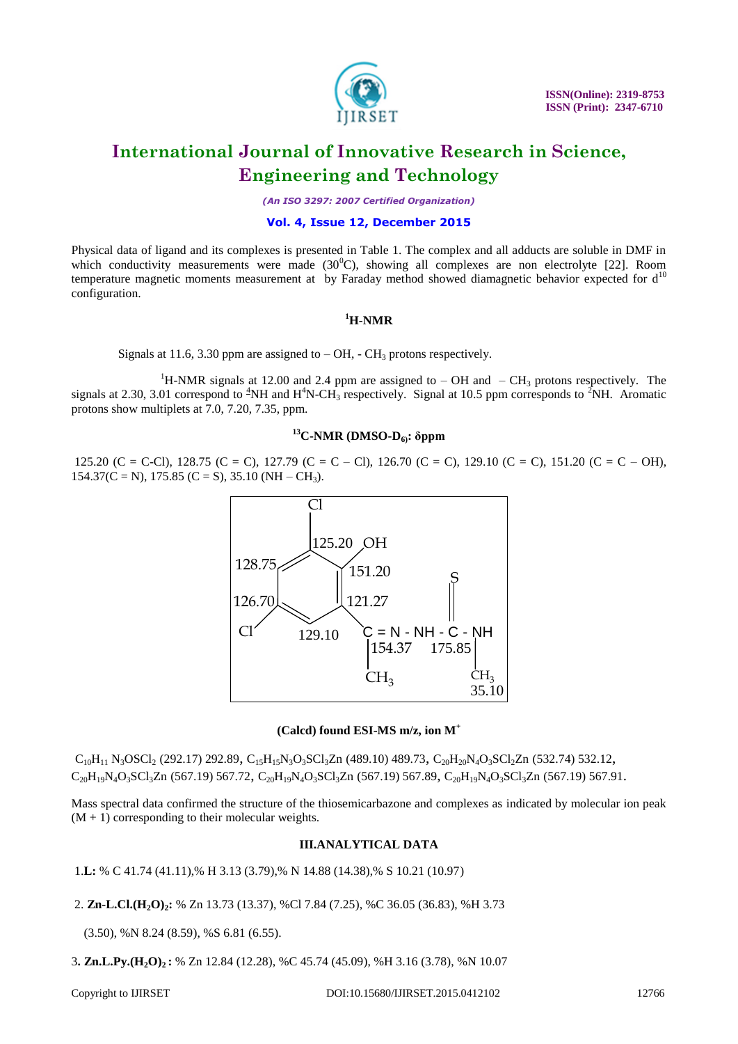Physical data of ligand and its complexes is presented in Table 1. The complex and all adducts are soluble in DMF in which conductivity measurements were made ($30^0$C), showing all complexes are non electrolyte [22]. Room temperature magnetic moments measurement at by Faraday method showed diamagnetic behavior expected for $d^{10}$ configuration.

### $^1$H-NMR

Signals at 11.6, 3.30 ppm are assigned to – OH, - $CH_3$ protons respectively.

$^1$H-NMR signals at 12.00 and 2.4 ppm are assigned to – OH and – $CH_3$ protons respectively. The signals at 2.30, 3.01 correspond to $^4$NH and $H^4N$-$CH_3$ respectively. Signal at 10.5 ppm corresponds to $^2$NH. Aromatic protons show multiplets at 7.0, 7.20, 7.35, ppm.

### $^{13}$C-NMR (DMSO-$D_6$): δppm

125.20 (C = C-Cl), 128.75 (C = C), 127.79 (C = C – Cl), 126.70 (C = C), 129.10 (C = C), 151.20 (C = C – OH), 154.37(C = N), 175.85 (C = S), 35.10 (NH – $CH_3$).

**(Calcd) found ESI-MS m/z, ion M$^+$**

$C_{10}H_{11}N_3OSCl_2$ (292.17) 292.89, $C_{15}H_{15}N_3O_3SCl_3Zn$ (489.10) 489.73, $C_{20}H_{20}N_4O_3SCl_2Zn$ (532.74) 532.12, $C_{20}H_{19}N_4O_3SCl_3Zn$ (567.19) 567.72, $C_{20}H_{19}N_4O_3SCl_3Zn$ (567.19) 567.89, $C_{20}H_{19}N_4O_3SCl_3Zn$ (567.19) 567.91.

Mass spectral data confirmed the structure of the thiosemicarbazone and complexes as indicated by molecular ion peak (M + 1) corresponding to their molecular weights.

## III.ANALYTICAL DATA

1.**L:** % C 41.74 (41.11),% H 3.13 (3.79),% N 14.88 (14.38),% S 10.21 (10.97)

2. **Zn-L.Cl.($H_2O$)$_2$:** % Zn 13.73 (13.37), %Cl 7.84 (7.25), %C 36.05 (36.83), %H 3.73 (3.50), %N 8.24 (8.59), %S 6.81 (6.55).

3**. Zn.L.Py.($H_2O$)$_2$ :** % Zn 12.84 (12.28), %C 45.74 (45.09), %H 3.16 (3.78), %N 10.07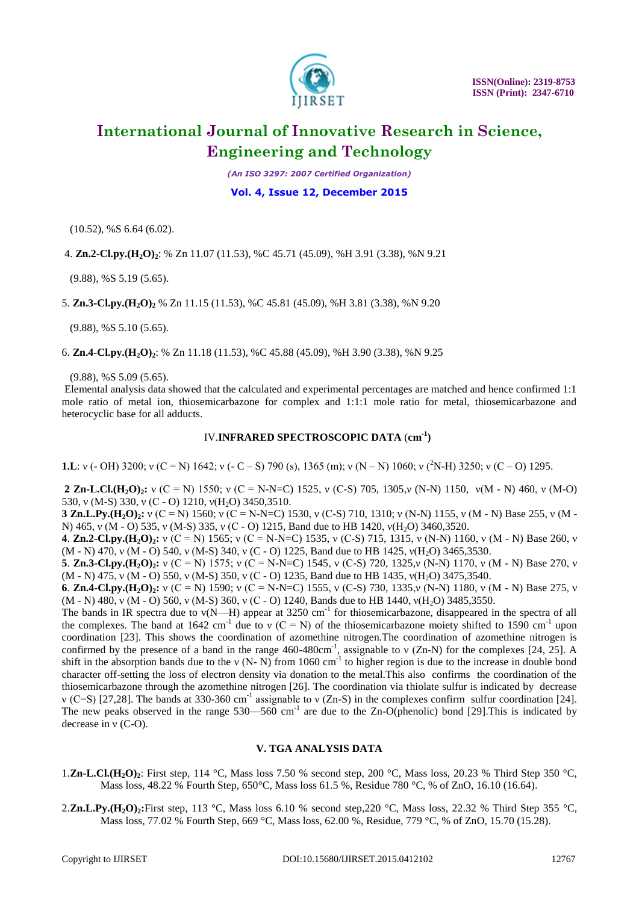(10.52), %S 6.64 (6.02).

4. **Zn.2-Cl.py.($H_2O$)$_2$**: % Zn 11.07 (11.53), %C 45.71 (45.09), %H 3.91 (3.38), %N 9.21 (9.88), %S 5.19 (5.65).

5. **Zn.3-Cl.py.($H_2O$)$_2$** % Zn 11.15 (11.53), %C 45.81 (45.09), %H 3.81 (3.38), %N 9.20 (9.88), %S 5.10 (5.65).

6. **Zn.4-Cl.py.($H_2O$)$_2$**: % Zn 11.18 (11.53), %C 45.88 (45.09), %H 3.90 (3.38), %N 9.25 (9.88), %S 5.09 (5.65).

Elemental analysis data showed that the calculated and experimental percentages are matched and hence confirmed 1:1 mole ratio of metal ion, thiosemicarbazone for complex and 1:1:1 mole ratio for metal, thiosemicarbazone and heterocyclic base for all adducts.

## IV. INFRARED SPECTROSCOPIC DATA ($cm^{-1}$)

**1.L**: ν (- OH) 3200; ν (C = N) 1642; ν (- C – S) 790 (s), 1365 (m); ν (N – N) 1060; ν ($^2$N-H) 3250; ν (C – O) 1295.

**2 Zn-L.Cl.($H_2O$)$_2$:** ν (C = N) 1550; ν (C = N-N=C) 1525, ν (C-S) 705, 1305,ν (N-N) 1150, ν(M - N) 460, ν (M-O) 530, ν (M-S) 330, ν (C - O) 1210, ν($H_2O$) 3450,3510.

**3 Zn.L.Py.($H_2O$)$_2$:** ν (C = N) 1560; ν (C = N-N=C) 1530, ν (C-S) 710, 1310; ν (N-N) 1155, ν (M - N) Base 255, ν (M - N) 465, ν (M - O) 535, ν (M-S) 335, ν (C - O) 1215, Band due to HB 1420, ν($H_2O$) 3460,3520.

**4**. **Zn.2-Cl.py.($H_2O$)$_2$:** ν (C = N) 1565; ν (C = N-N=C) 1535, ν (C-S) 715, 1315, ν (N-N) 1160, ν (M - N) Base 260, ν (M - N) 470, ν (M - O) 540, ν (M-S) 340, ν (C - O) 1225, Band due to HB 1425, ν($H_2O$) 3465,3530.

**5**. **Zn.3-Cl.py.($H_2O$)$_2$:** ν (C = N) 1575; ν (C = N-N=C) 1545, ν (C-S) 720, 1325,ν (N-N) 1170, ν (M - N) Base 270, ν (M - N) 475, ν (M - O) 550, ν (M-S) 350, ν (C - O) 1235, Band due to HB 1435, ν($H_2O$) 3475,3540.

**6**. **Zn.4-Cl.py.($H_2O$)$_2$:** ν (C = N) 1590; ν (C = N-N=C) 1555, ν (C-S) 730, 1335,ν (N-N) 1180, ν (M - N) Base 275, ν (M - N) 480, ν (M - O) 560, ν (M-S) 360, ν (C - O) 1240, Bands due to HB 1440, ν($H_2O$) 3485,3550.

The bands in IR spectra due to ν(N—H) appear at 3250 $cm^{-1}$ for thiosemicarbazone, disappeared in the spectra of all the complexes. The band at 1642 $cm^{-1}$ due to ν (C = N) of the thiosemicarbazone moiety shifted to 1590 $cm^{-1}$ upon coordination [23]. This shows the coordination of azomethine nitrogen.The coordination of azomethine nitrogen is confirmed by the presence of a band in the range 460-480$cm^{-1}$, assignable to ν (Zn-N) for the complexes [24, 25]. A shift in the absorption bands due to the ν (N- N) from 1060 $cm^{-1}$ to higher region is due to the increase in double bond character off-setting the loss of electron density via donation to the metal.This also confirms the coordination of the thiosemicarbazone through the azomethine nitrogen [26]. The coordination via thiolate sulfur is indicated by decrease ν (C=S) [27,28]. The bands at 330-360 $cm^{-1}$ assignable to ν (Zn-S) in the complexes confirm sulfur coordination [24]. The new peaks observed in the range 530—560 $cm^{-1}$ are due to the Zn-O(phenolic) bond [29].This is indicated by decrease in ν (C-O).

## V. TGA ANALYSIS DATA

1.**Zn-L.Cl.($H_2O$)$_2$**: First step, 114 °C, Mass loss 7.50 % second step, 200 °C, Mass loss, 20.23 % Third Step 350 °C, Mass loss, 48.22 % Fourth Step, 650°C, Mass loss 61.5 %, Residue 780 °C, % of ZnO, 16.10 (16.64).

2.**Zn.L.Py.($H_2O$)$_2$:**First step, 113 °C, Mass loss 6.10 % second step,220 °C, Mass loss, 22.32 % Third Step 355 °C, Mass loss, 77.02 % Fourth Step, 669 °C, Mass loss, 62.00 %, Residue, 779 °C, % of ZnO, 15.70 (15.28).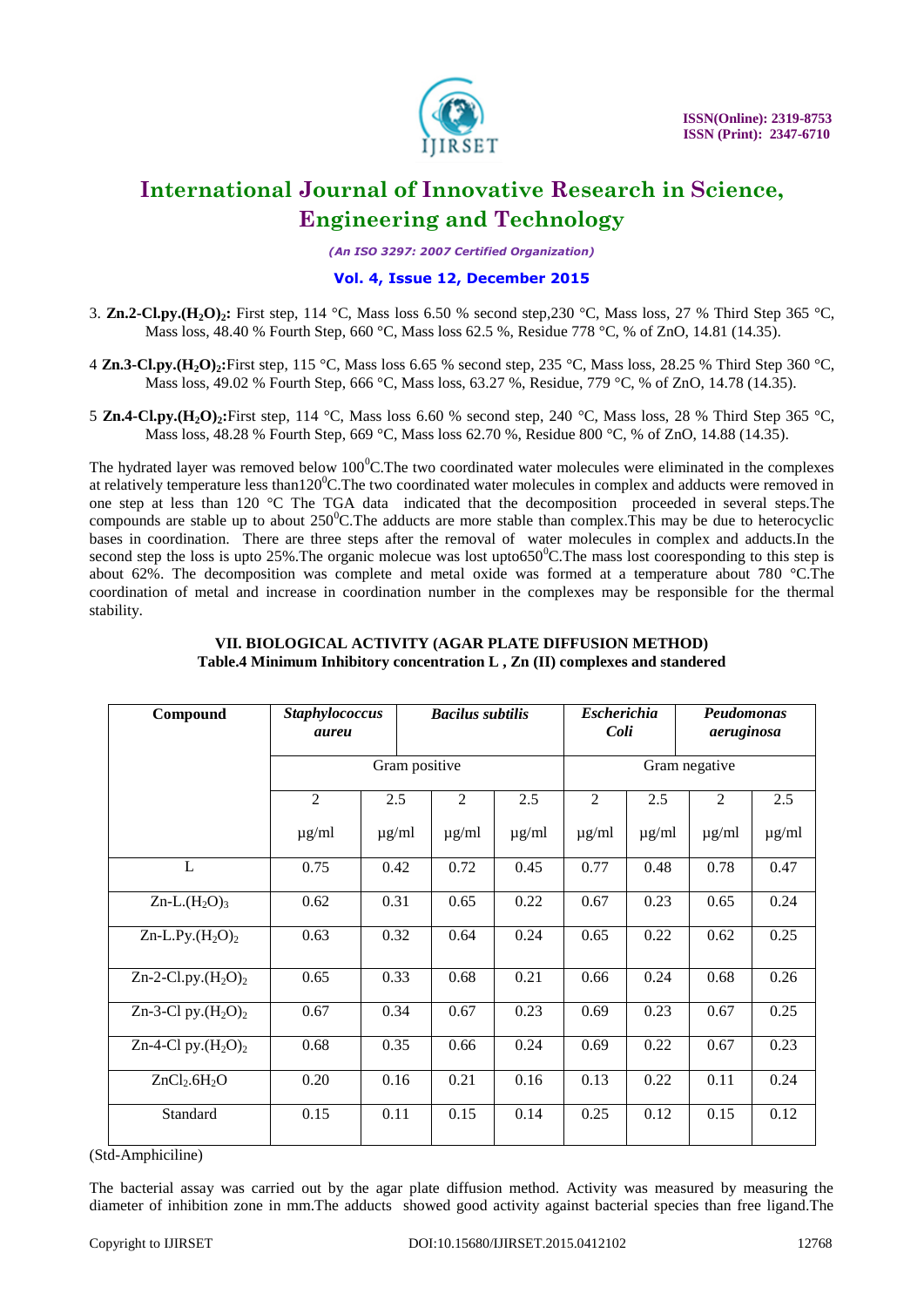3. **Zn.2-Cl.py.$(H_2O)_2$:** First step, 114 °C, Mass loss 6.50 % second step,230 °C, Mass loss, 27 % Third Step 365 °C, Mass loss, 48.40 % Fourth Step, 660 °C, Mass loss 62.5 %, Residue 778 °C, % of ZnO, 14.81 (14.35).

4 **Zn.3-Cl.py.$(H_2O)_2$:**First step, 115 °C, Mass loss 6.65 % second step, 235 °C, Mass loss, 28.25 % Third Step 360 °C, Mass loss, 49.02 % Fourth Step, 666 °C, Mass loss, 63.27 %, Residue, 779 °C, % of ZnO, 14.78 (14.35).

5 **Zn.4-Cl.py.$(H_2O)_2$:**First step, 114 °C, Mass loss 6.60 % second step, 240 °C, Mass loss, 28 % Third Step 365 °C, Mass loss, 48.28 % Fourth Step, 669 °C, Mass loss 62.70 %, Residue 800 °C, % of ZnO, 14.88 (14.35).

The hydrated layer was removed below $100^0$C.The two coordinated water molecules were eliminated in the complexes at relatively temperature less than$120^0$C.The two coordinated water molecules in complex and adducts were removed in one step at less than 120 °C The TGA data indicated that the decomposition proceeded in several steps.The compounds are stable up to about $250^0$C.The adducts are more stable than complex.This may be due to heterocyclic bases in coordination. There are three steps after the removal of water molecules in complex and adducts.In the second step the loss is upto 25%.The organic molecue was lost upto$650^0$C.The mass lost cooresponding to this step is about 62%. The decomposition was complete and metal oxide was formed at a temperature about 780 °C.The coordination of metal and increase in coordination number in the complexes may be responsible for the thermal stability.

## VII. BIOLOGICAL ACTIVITY (AGAR PLATE DIFFUSION METHOD)

**Table.4 Minimum Inhibitory concentration L , Zn (II) complexes and standered**

| Compound | *Staphylococcus aureu* | | *Bacilus subtilis* | | *Escherichia Coli* | | *Peudomonas aeruginosa* | |
|---|---|---|---|---|---|---|---|---|
| | Gram positive | | | | Gram negative | | | |
| | 2 µg/ml | 2.5 µg/ml | 2 µg/ml | 2.5 µg/ml | 2 µg/ml | 2.5 µg/ml | 2 µg/ml | 2.5 µg/ml |
| L | 0.75 | 0.42 | 0.72 | 0.45 | 0.77 | 0.48 | 0.78 | 0.47 |
| Zn-L.$(H_2O)_3$ | 0.62 | 0.31 | 0.65 | 0.22 | 0.67 | 0.23 | 0.65 | 0.24 |
| Zn-L.Py.$(H_2O)_2$ | 0.63 | 0.32 | 0.64 | 0.24 | 0.65 | 0.22 | 0.62 | 0.25 |
| Zn-2-Cl.py.$(H_2O)_2$ | 0.65 | 0.33 | 0.68 | 0.21 | 0.66 | 0.24 | 0.68 | 0.26 |
| Zn-3-Cl py.$(H_2O)_2$ | 0.67 | 0.34 | 0.67 | 0.23 | 0.69 | 0.23 | 0.67 | 0.25 |
| Zn-4-Cl py.$(H_2O)_2$ | 0.68 | 0.35 | 0.66 | 0.24 | 0.69 | 0.22 | 0.67 | 0.23 |
| $ZnCl_2.6H_2O$ | 0.20 | 0.16 | 0.21 | 0.16 | 0.13 | 0.22 | 0.11 | 0.24 |
| Standard | 0.15 | 0.11 | 0.15 | 0.14 | 0.25 | 0.12 | 0.15 | 0.12 |

(Std-Amphiciline)

The bacterial assay was carried out by the agar plate diffusion method. Activity was measured by measuring the diameter of inhibition zone in mm.The adducts showed good activity against bacterial species than free ligand.The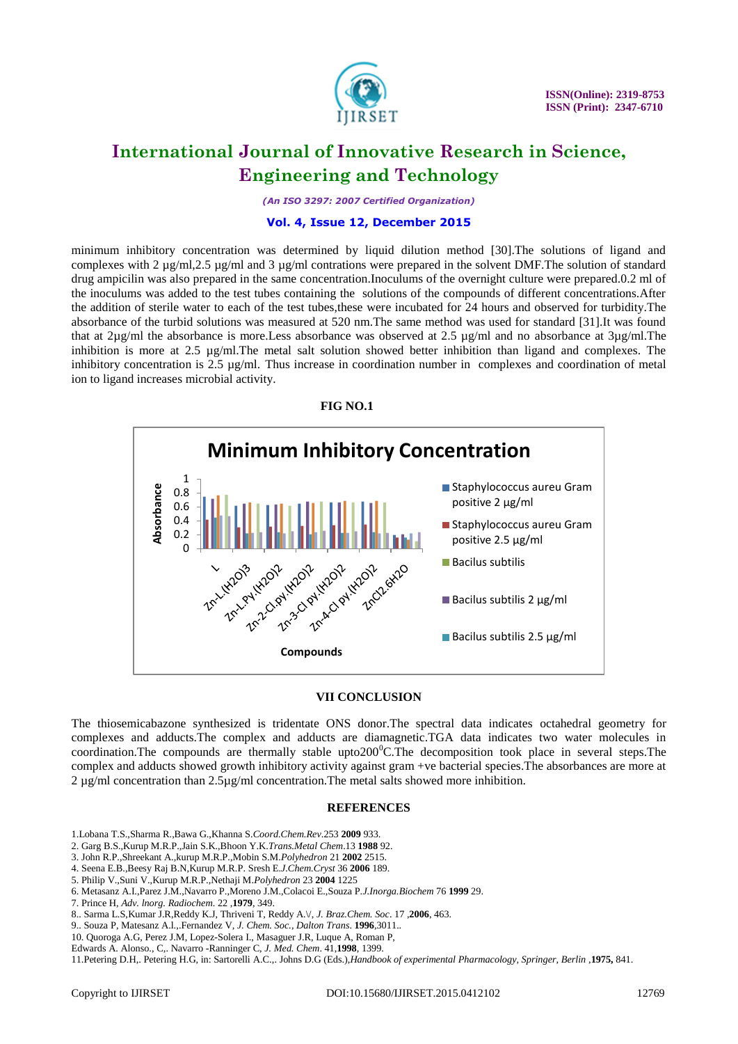minimum inhibitory concentration was determined by liquid dilution method [30].The solutions of ligand and complexes with 2 µg/ml,2.5 µg/ml and 3 µg/ml contrations were prepared in the solvent DMF.The solution of standard drug ampicilin was also prepared in the same concentration.Inoculums of the overnight culture were prepared.0.2 ml of the inoculums was added to the test tubes containing the solutions of the compounds of different concentrations.After the addition of sterile water to each of the test tubes,these were incubated for 24 hours and observed for turbidity.The absorbance of the turbid solutions was measured at 520 nm.The same method was used for standard [31].It was found that at 2µg/ml the absorbance is more.Less absorbance was observed at 2.5 µg/ml and no absorbance at 3µg/ml.The inhibition is more at 2.5 µg/ml.The metal salt solution showed better inhibition than ligand and complexes. The inhibitory concentration is 2.5 µg/ml. Thus increase in coordination number in complexes and coordination of metal ion to ligand increases microbial activity.

**FIG NO.1**

Minimum Inhibitory Concentration

Absorbance (0–1) vs Compounds: L, Zn-L.(H2O)3, Zn-L.Py.(H2O)2, Zn-2-Cl.py.(H2O)2, Zn-3-Cl py.(H2O)2, Zn-4-Cl py.(H2O)2, ZnCl2.6H2O

Legend: Staphylococcus aureu Gram positive 2 µg/ml; Staphylococcus aureu Gram positive 2.5 µg/ml; Bacilus subtilis; Bacilus subtilis 2 µg/ml; Bacilus subtilis 2.5 µg/ml

## VII CONCLUSION

The thiosemicabazone synthesized is tridentate ONS donor.The spectral data indicates octahedral geometry for complexes and adducts.The complex and adducts are diamagnetic.TGA data indicates two water molecules in coordination.The compounds are thermally stable upto200$^{0}$C.The decomposition took place in several steps.The complex and adducts showed growth inhibitory activity against gram +ve bacterial species.The absorbances are more at 2 µg/ml concentration than 2.5µg/ml concentration.The metal salts showed more inhibition.

## REFERENCES

1.Lobana T.S.,Sharma R.,Bawa G.,Khanna S.*Coord.Chem.Rev*.253 **2009** 933.
2. Garg B.S.,Kurup M.R.P.,Jain S.K.,Bhoon Y.K.*Trans.Metal Chem*.13 **1988** 92.
3. John R.P.,Shreekant A.,kurup M.R.P.,Mobin S.M.*Polyhedron* 21 **2002** 2515.
4. Seena E.B.,Beesy Raj B.N,Kurup M.R.P. Sresh E.*J.Chem.Cryst* 36 **2006** 189.
5. Philip V.,Suni V.,Kurup M.R.P.,Nethaji M.*Polyhedron* 23 **2004** 1225
6. Metasanz A.I.,Parez J.M.,Navarro P.,Moreno J.M.,Colacoi E.,Souza P.*J.Inorga.Biochem* 76 **1999** 29.
7. Prince H, *Adv. lnorg. Radiochem*. 22 ,**1979**, 349.
8.. Sarma L.S,Kumar J.R,Reddy K.J, Thriveni T, Reddy A.V, *J. Braz.Chem. Soc*. 17 ,**2006**, 463.
9.. Souza P, Matesanz A.l.,.Fernandez V, *J. Chem. Soc., Dalton Trans*. **1996**,3011..
10. Quoroga A.G, Perez J.M, Lopez-Solera I., Masaguer J.R, Luque A, Roman P,
Edwards A. Alonso., C,. Navarro -Ranninger C, *J. Med. Chem*. 41,**1998**, 1399.
11.Petering D.H,. Petering H.G, in: Sartorelli A.C.,. Johns D.G (Eds.),*Handbook of experimental Pharmacology, Springer, Berlin* ,**1975,** 841.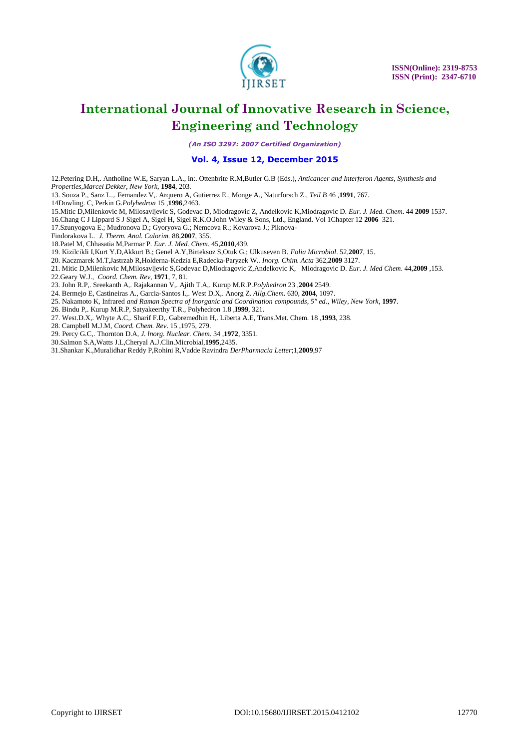12.Petering D.H,. Antholine W.E, Saryan L.A., in:. Ottenbrite R.M,Butler G.B (Eds.), *Anticancer and Interferon Agents, Synthesis and Properties,Marcel Dekker, New York*, **1984**, 203.

13. Souza P., Sanz L.,. Femandez V,. Arquero A, Gutierrez E., Monge A., Naturforsch Z., *Teil B* 46 ,**1991**, 767.

14Dowling. C, Perkin G.*Polyhedron* 15 ,**1996**,2463.

15.Mitic D,Milenkovic M, Milosavljevic S, Godevac D, Miodragovic Z, Andelkovic K,Miodragovic D. *Eur. J. Med. Chem*. 44 **2009** 1537.

16.Chang C J Lippard S J Sigel A, Sigel H, Sigel R.K.O.John Wiley & Sons, Ltd., England. Vol 1Chapter 12 **2006** 321.

17.Szunyogova E.; Mudronova D.; Gyoryova G.; Nemcova R.; Kovarova J.; Piknova-Findorakova L. *J. Therm. Anal. Calorim.* 88,**2007**, 355.

18.Patel M, Chhasatia M,Parmar P. *Eur. J. Med. Chem*. 45,**2010**,439.

19. Kizilcikli I,Kurt Y.D,Akkurt B.; Genel A.Y,Birteksoz S,Otuk G.; Ulkuseven B. *Folia Microbiol*. 52,**2007**, 15.

20. Kaczmarek M.T,Jastrzab R,Holderna-Kedzia E,Radecka-Paryzek W.. *Inorg. Chim. Acta* 362,**2009** 3127.

21. Mitic D,Milenkovic M,Milosavljevic S,Godevac D,Miodragovic Z,Andelkovic K, Miodragovic D. *Eur. J. Med Chem*. 44,**2009** ,153.

22.Geary W.J., *Coord. Chem. Rev*, **1971**, 7, 81.

23. John R.P,. Sreekanth A,. Rajakannan V,. Ajith T.A,. Kurup M.R.P.*Polyhedron* 23 ,**2004** 2549.

24. Bermejo E, Castineiras A., Garcia-Santos I.,. West D.X,. Anorg Z. *Allg.Chem*. 630, **2004**, 1097.

25. Nakamoto K, Infrared *and Raman Spectra of Inorganic and Coordination compounds, 5" ed., Wiley, New York*, **1997**.

26. Bindu P,. Kurup M.R.P, Satyakeerthy T.R., Polyhedron 1.8 ,**I999**, 321.

27. West.D.X,. Whyte A.C,. Sharif F.D,. Gabremedhin H,. Liberta A.E, Trans.Met. Chem. 18 ,**1993**, 238.

28. Campbell M.J.M, *Coord. Chem. Rev*. 15 ,1975, 279.

29. Percy G.C,. Thornton D.A, *J. lnorg. Nuclear. Chem*. 34 ,**1972**, 3351.

30.Salmon S.A,Watts J.L,Cheryal A.J.Clin.Microbial,**1995**,2435.

31.Shankar K.,Muralidhar Reddy P,Rohini R,Vadde Ravindra *DerPharmacia Letter*;1,**2009**,97